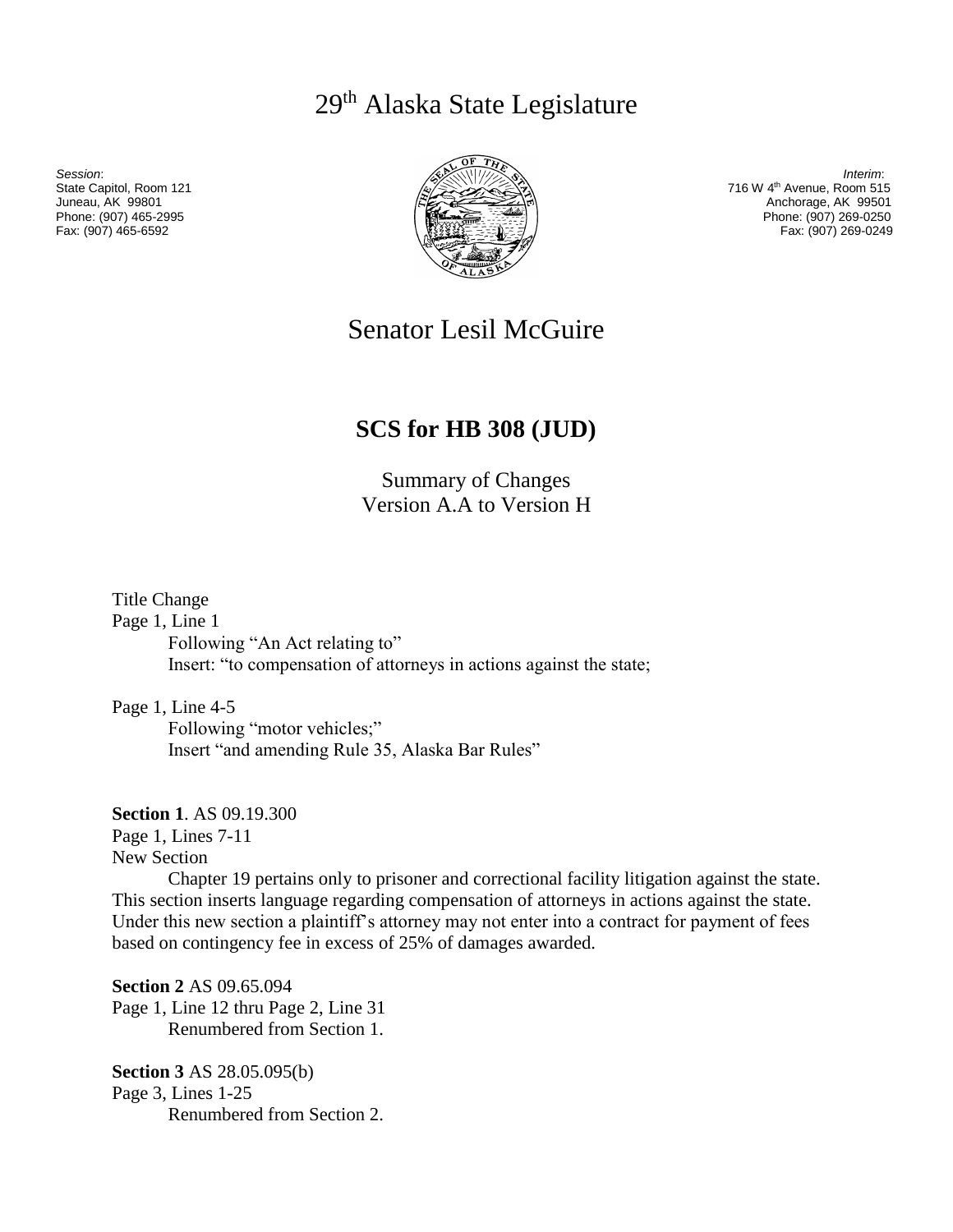# 29th Alaska State Legislature

*Session*:
State Capitol, Room 121
Juneau, AK 99801
Phone: (907) 465-2995
Fax: (907) 465-6592

*Interim*:
716 W 4th Avenue, Room 515
Anchorage, AK 99501
Phone: (907) 269-0250
Fax: (907) 269-0249

# Senator Lesil McGuire

## SCS for HB 308 (JUD)

Summary of Changes
Version A.A to Version H

Title Change
Page 1, Line 1
Following "An Act relating to"
Insert: "to compensation of attorneys in actions against the state;

Page 1, Line 4-5
Following "motor vehicles;"
Insert "and amending Rule 35, Alaska Bar Rules"

**Section 1**. AS 09.19.300
Page 1, Lines 7-11
New Section

Chapter 19 pertains only to prisoner and correctional facility litigation against the state. This section inserts language regarding compensation of attorneys in actions against the state. Under this new section a plaintiff's attorney may not enter into a contract for payment of fees based on contingency fee in excess of 25% of damages awarded.

**Section 2** AS 09.65.094
Page 1, Line 12 thru Page 2, Line 31
Renumbered from Section 1.

**Section 3** AS 28.05.095(b)
Page 3, Lines 1-25
Renumbered from Section 2.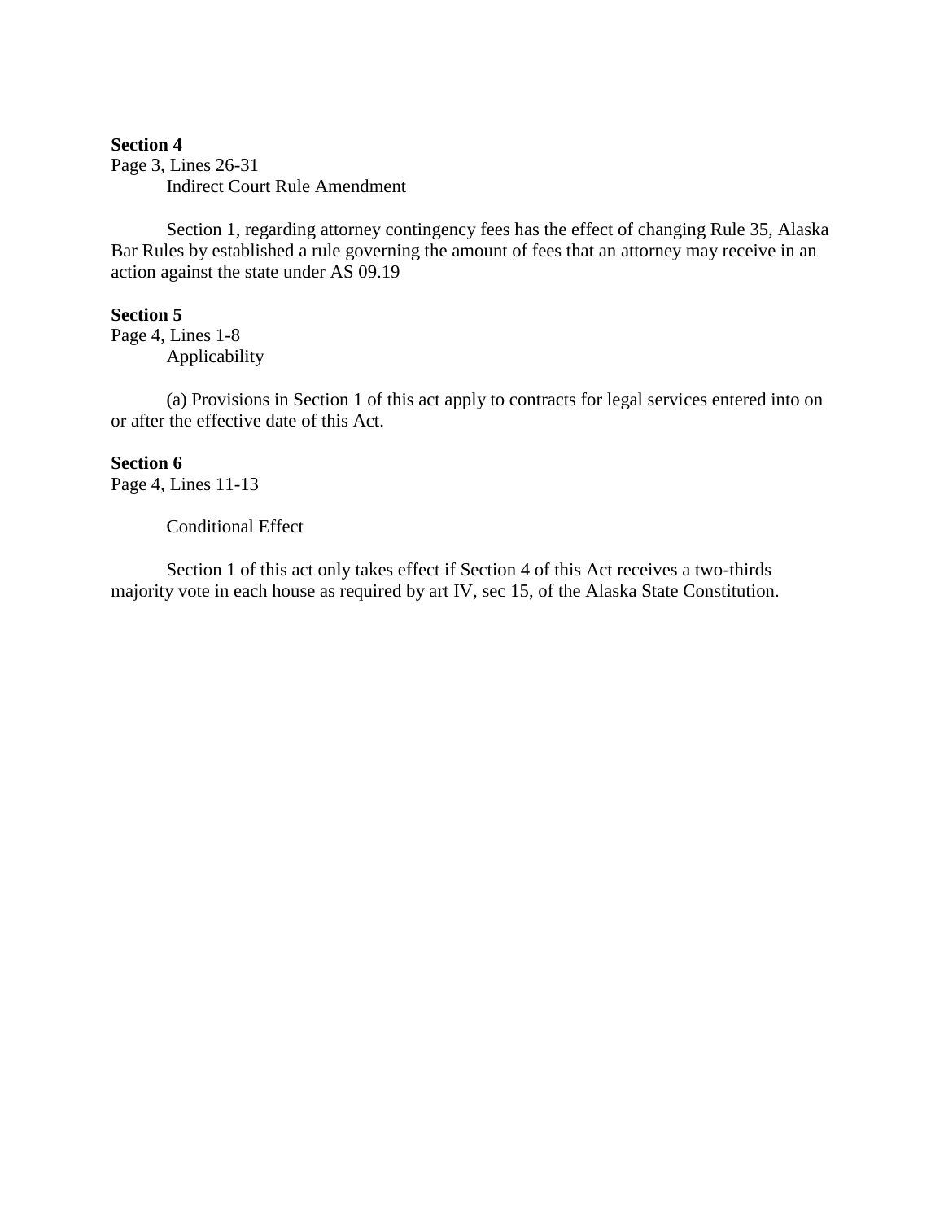**Section 4**
Page 3, Lines 26-31
Indirect Court Rule Amendment

Section 1, regarding attorney contingency fees has the effect of changing Rule 35, Alaska Bar Rules by established a rule governing the amount of fees that an attorney may receive in an action against the state under AS 09.19

**Section 5**
Page 4, Lines 1-8
Applicability

(a) Provisions in Section 1 of this act apply to contracts for legal services entered into on or after the effective date of this Act.

**Section 6**
Page 4, Lines 11-13

Conditional Effect

Section 1 of this act only takes effect if Section 4 of this Act receives a two-thirds majority vote in each house as required by art IV, sec 15, of the Alaska State Constitution.